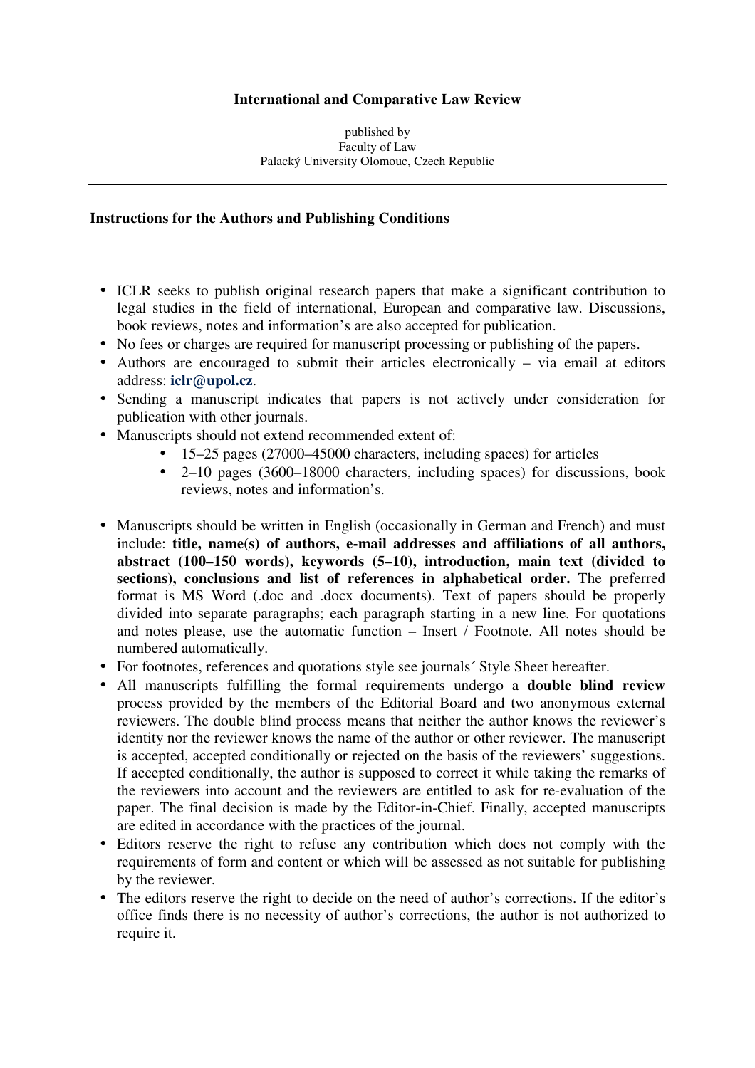**International and Comparative Law Review**

published by
Faculty of Law
Palacký University Olomouc, Czech Republic

---

**Instructions for the Authors and Publishing Conditions**

- ICLR seeks to publish original research papers that make a significant contribution to legal studies in the field of international, European and comparative law. Discussions, book reviews, notes and information's are also accepted for publication.
- No fees or charges are required for manuscript processing or publishing of the papers.
- Authors are encouraged to submit their articles electronically – via email at editors address: **iclr@upol.cz**.
- Sending a manuscript indicates that papers is not actively under consideration for publication with other journals.
- Manuscripts should not extend recommended extent of:
    - 15–25 pages (27000–45000 characters, including spaces) for articles
    - 2–10 pages (3600–18000 characters, including spaces) for discussions, book reviews, notes and information's.

- Manuscripts should be written in English (occasionally in German and French) and must include: **title, name(s) of authors, e-mail addresses and affiliations of all authors, abstract (100–150 words), keywords (5–10), introduction, main text (divided to sections), conclusions and list of references in alphabetical order.** The preferred format is MS Word (.doc and .docx documents). Text of papers should be properly divided into separate paragraphs; each paragraph starting in a new line. For quotations and notes please, use the automatic function – Insert / Footnote. All notes should be numbered automatically.
- For footnotes, references and quotations style see journals´ Style Sheet hereafter.
- All manuscripts fulfilling the formal requirements undergo a **double blind review** process provided by the members of the Editorial Board and two anonymous external reviewers. The double blind process means that neither the author knows the reviewer's identity nor the reviewer knows the name of the author or other reviewer. The manuscript is accepted, accepted conditionally or rejected on the basis of the reviewers' suggestions. If accepted conditionally, the author is supposed to correct it while taking the remarks of the reviewers into account and the reviewers are entitled to ask for re-evaluation of the paper. The final decision is made by the Editor-in-Chief. Finally, accepted manuscripts are edited in accordance with the practices of the journal.
- Editors reserve the right to refuse any contribution which does not comply with the requirements of form and content or which will be assessed as not suitable for publishing by the reviewer.
- The editors reserve the right to decide on the need of author's corrections. If the editor's office finds there is no necessity of author's corrections, the author is not authorized to require it.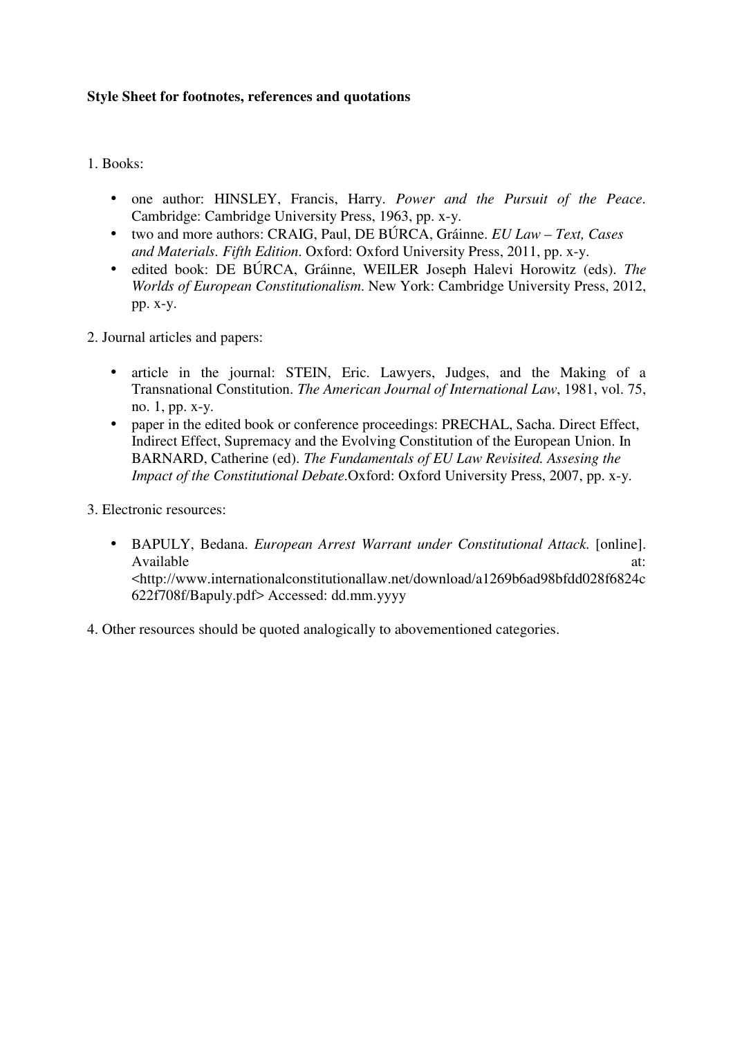**Style Sheet for footnotes, references and quotations**

1. Books:

- one author: HINSLEY, Francis, Harry. *Power and the Pursuit of the Peace*. Cambridge: Cambridge University Press, 1963, pp. x-y.
- two and more authors: CRAIG, Paul, DE BÚRCA, Gráinne. *EU Law – Text, Cases and Materials. Fifth Edition*. Oxford: Oxford University Press, 2011, pp. x-y.
- edited book: DE BÚRCA, Gráinne, WEILER Joseph Halevi Horowitz (eds). *The Worlds of European Constitutionalism.* New York: Cambridge University Press, 2012, pp. x-y.

2. Journal articles and papers:

- article in the journal: STEIN, Eric. Lawyers, Judges, and the Making of a Transnational Constitution. *The American Journal of International Law*, 1981, vol. 75, no. 1, pp. x-y.
- paper in the edited book or conference proceedings: PRECHAL, Sacha. Direct Effect, Indirect Effect, Supremacy and the Evolving Constitution of the European Union. In BARNARD, Catherine (ed). *The Fundamentals of EU Law Revisited. Assesing the Impact of the Constitutional Debate*.Oxford: Oxford University Press, 2007, pp. x-y.

3. Electronic resources:

- BAPULY, Bedana. *European Arrest Warrant under Constitutional Attack.* [online]. Available at: <http://www.internationalconstitutionallaw.net/download/a1269b6ad98bfdd028f6824c622f708f/Bapuly.pdf> Accessed: dd.mm.yyyy

4. Other resources should be quoted analogically to abovementioned categories.